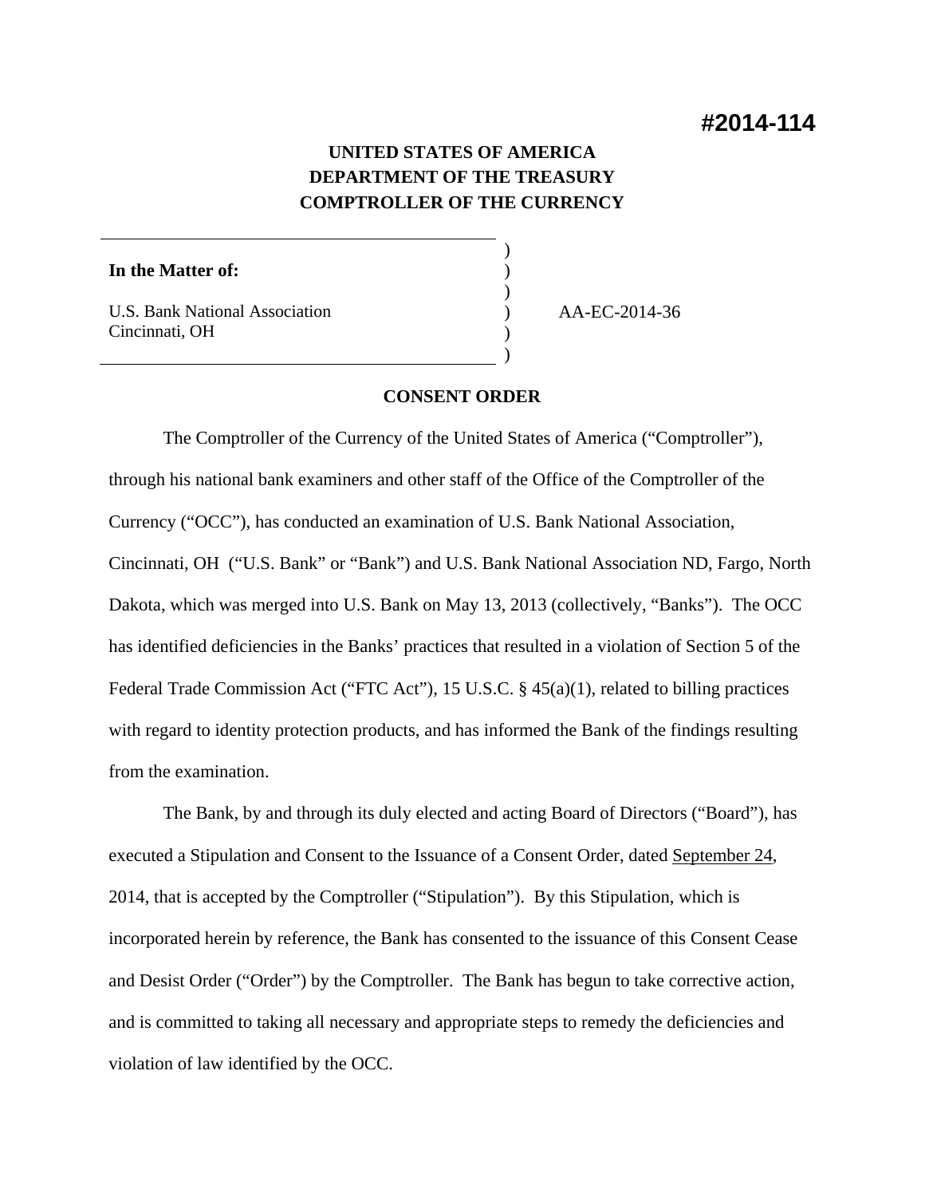**#2014-114**

**UNITED STATES OF AMERICA**
**DEPARTMENT OF THE TREASURY**
**COMPTROLLER OF THE CURRENCY**

| | | |
|---|---|---|
| **In the Matter of:** | ) | |
| | ) | |
| U.S. Bank National Association | ) | AA-EC-2014-36 |
| Cincinnati, OH | ) | |

**CONSENT ORDER**

The Comptroller of the Currency of the United States of America ("Comptroller"), through his national bank examiners and other staff of the Office of the Comptroller of the Currency ("OCC"), has conducted an examination of U.S. Bank National Association, Cincinnati, OH ("U.S. Bank" or "Bank") and U.S. Bank National Association ND, Fargo, North Dakota, which was merged into U.S. Bank on May 13, 2013 (collectively, "Banks"). The OCC has identified deficiencies in the Banks' practices that resulted in a violation of Section 5 of the Federal Trade Commission Act ("FTC Act"), 15 U.S.C. § 45(a)(1), related to billing practices with regard to identity protection products, and has informed the Bank of the findings resulting from the examination.

The Bank, by and through its duly elected and acting Board of Directors ("Board"), has executed a Stipulation and Consent to the Issuance of a Consent Order, dated September 24, 2014, that is accepted by the Comptroller ("Stipulation"). By this Stipulation, which is incorporated herein by reference, the Bank has consented to the issuance of this Consent Cease and Desist Order ("Order") by the Comptroller. The Bank has begun to take corrective action, and is committed to taking all necessary and appropriate steps to remedy the deficiencies and violation of law identified by the OCC.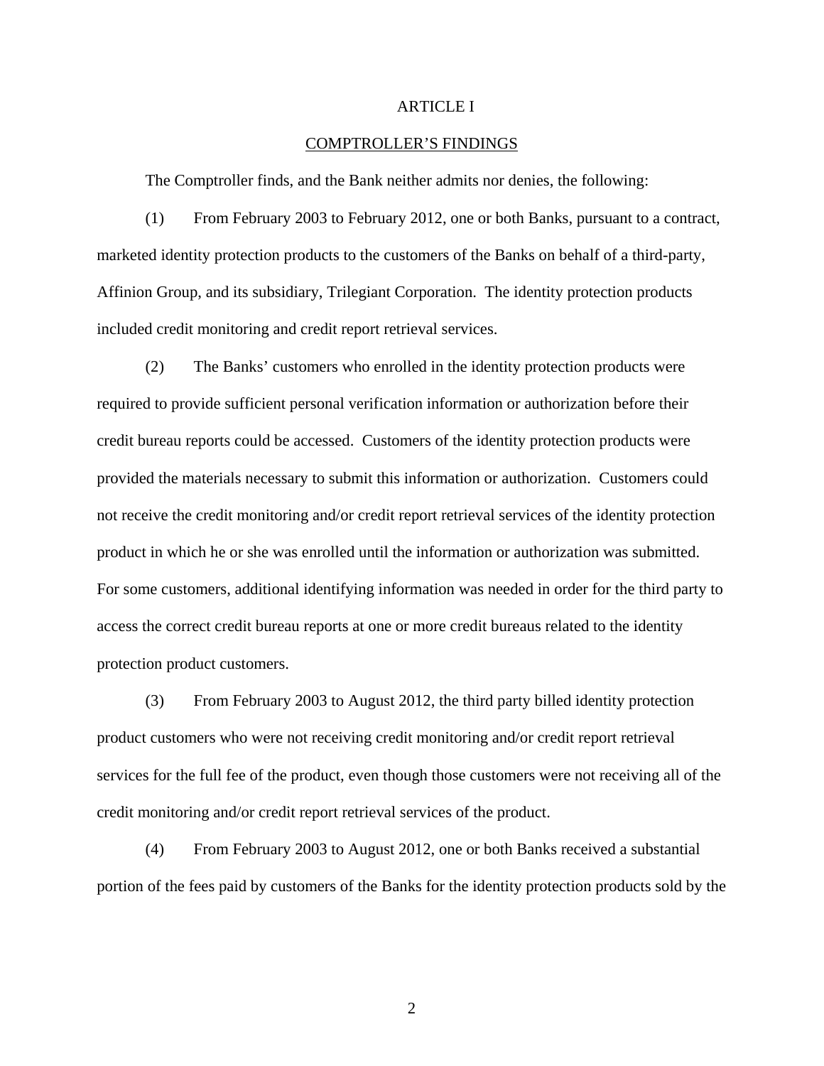# ARTICLE I

## COMPTROLLER'S FINDINGS

The Comptroller finds, and the Bank neither admits nor denies, the following:

(1) From February 2003 to February 2012, one or both Banks, pursuant to a contract, marketed identity protection products to the customers of the Banks on behalf of a third-party, Affinion Group, and its subsidiary, Trilegiant Corporation. The identity protection products included credit monitoring and credit report retrieval services.

(2) The Banks' customers who enrolled in the identity protection products were required to provide sufficient personal verification information or authorization before their credit bureau reports could be accessed. Customers of the identity protection products were provided the materials necessary to submit this information or authorization. Customers could not receive the credit monitoring and/or credit report retrieval services of the identity protection product in which he or she was enrolled until the information or authorization was submitted. For some customers, additional identifying information was needed in order for the third party to access the correct credit bureau reports at one or more credit bureaus related to the identity protection product customers.

(3) From February 2003 to August 2012, the third party billed identity protection product customers who were not receiving credit monitoring and/or credit report retrieval services for the full fee of the product, even though those customers were not receiving all of the credit monitoring and/or credit report retrieval services of the product.

(4) From February 2003 to August 2012, one or both Banks received a substantial portion of the fees paid by customers of the Banks for the identity protection products sold by the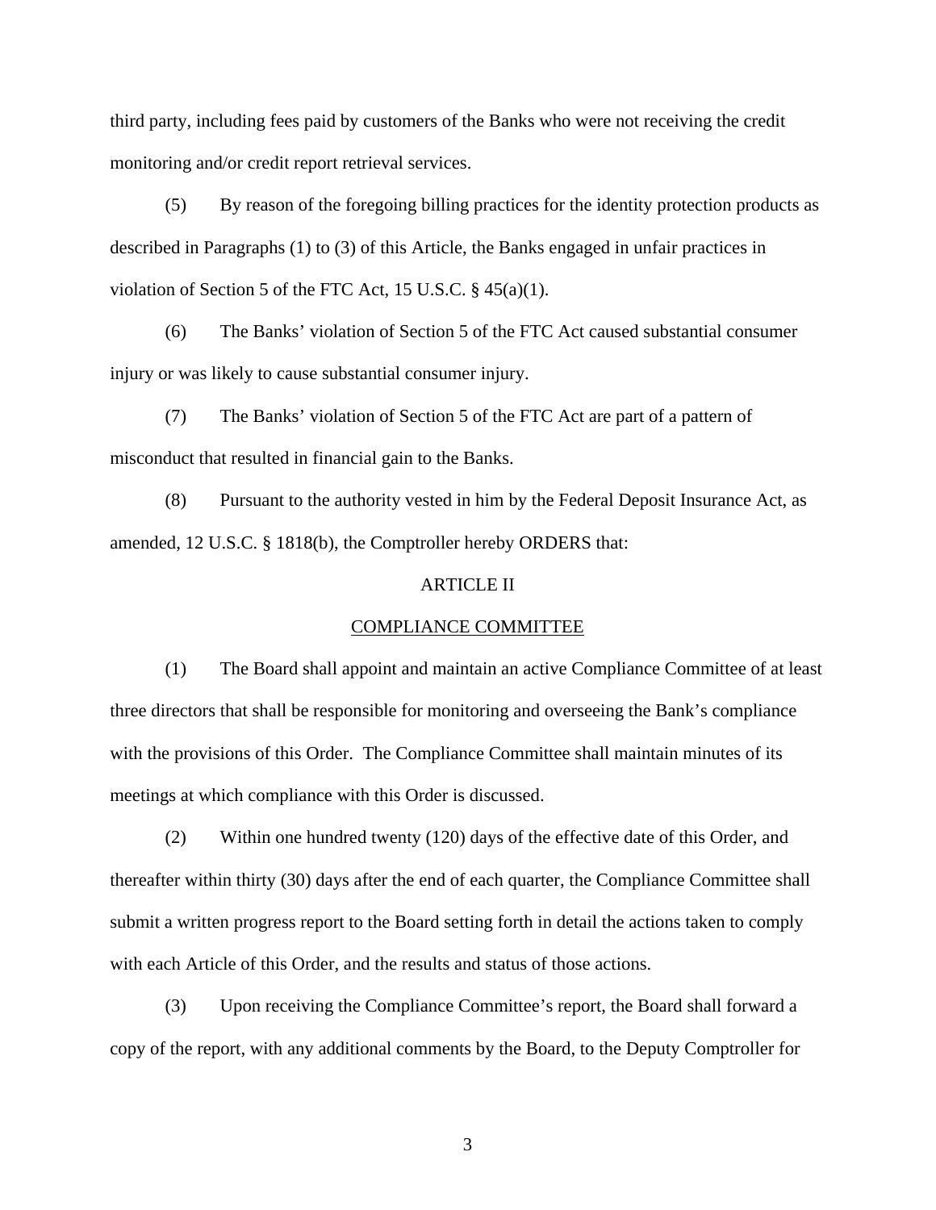third party, including fees paid by customers of the Banks who were not receiving the credit monitoring and/or credit report retrieval services.

(5) By reason of the foregoing billing practices for the identity protection products as described in Paragraphs (1) to (3) of this Article, the Banks engaged in unfair practices in violation of Section 5 of the FTC Act, 15 U.S.C. § 45(a)(1).

(6) The Banks' violation of Section 5 of the FTC Act caused substantial consumer injury or was likely to cause substantial consumer injury.

(7) The Banks' violation of Section 5 of the FTC Act are part of a pattern of misconduct that resulted in financial gain to the Banks.

(8) Pursuant to the authority vested in him by the Federal Deposit Insurance Act, as amended, 12 U.S.C. § 1818(b), the Comptroller hereby ORDERS that:

## ARTICLE II

## COMPLIANCE COMMITTEE

(1) The Board shall appoint and maintain an active Compliance Committee of at least three directors that shall be responsible for monitoring and overseeing the Bank's compliance with the provisions of this Order. The Compliance Committee shall maintain minutes of its meetings at which compliance with this Order is discussed.

(2) Within one hundred twenty (120) days of the effective date of this Order, and thereafter within thirty (30) days after the end of each quarter, the Compliance Committee shall submit a written progress report to the Board setting forth in detail the actions taken to comply with each Article of this Order, and the results and status of those actions.

(3) Upon receiving the Compliance Committee's report, the Board shall forward a copy of the report, with any additional comments by the Board, to the Deputy Comptroller for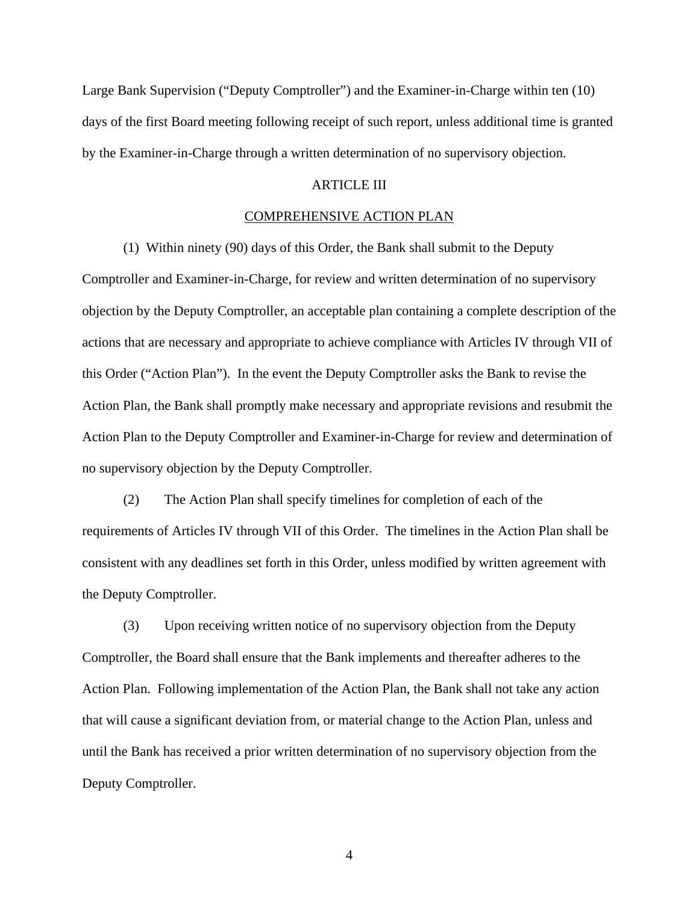Large Bank Supervision ("Deputy Comptroller") and the Examiner-in-Charge within ten (10) days of the first Board meeting following receipt of such report, unless additional time is granted by the Examiner-in-Charge through a written determination of no supervisory objection.

## ARTICLE III

## COMPREHENSIVE ACTION PLAN

(1) Within ninety (90) days of this Order, the Bank shall submit to the Deputy Comptroller and Examiner-in-Charge, for review and written determination of no supervisory objection by the Deputy Comptroller, an acceptable plan containing a complete description of the actions that are necessary and appropriate to achieve compliance with Articles IV through VII of this Order ("Action Plan"). In the event the Deputy Comptroller asks the Bank to revise the Action Plan, the Bank shall promptly make necessary and appropriate revisions and resubmit the Action Plan to the Deputy Comptroller and Examiner-in-Charge for review and determination of no supervisory objection by the Deputy Comptroller.

(2) The Action Plan shall specify timelines for completion of each of the requirements of Articles IV through VII of this Order. The timelines in the Action Plan shall be consistent with any deadlines set forth in this Order, unless modified by written agreement with the Deputy Comptroller.

(3) Upon receiving written notice of no supervisory objection from the Deputy Comptroller, the Board shall ensure that the Bank implements and thereafter adheres to the Action Plan. Following implementation of the Action Plan, the Bank shall not take any action that will cause a significant deviation from, or material change to the Action Plan, unless and until the Bank has received a prior written determination of no supervisory objection from the Deputy Comptroller.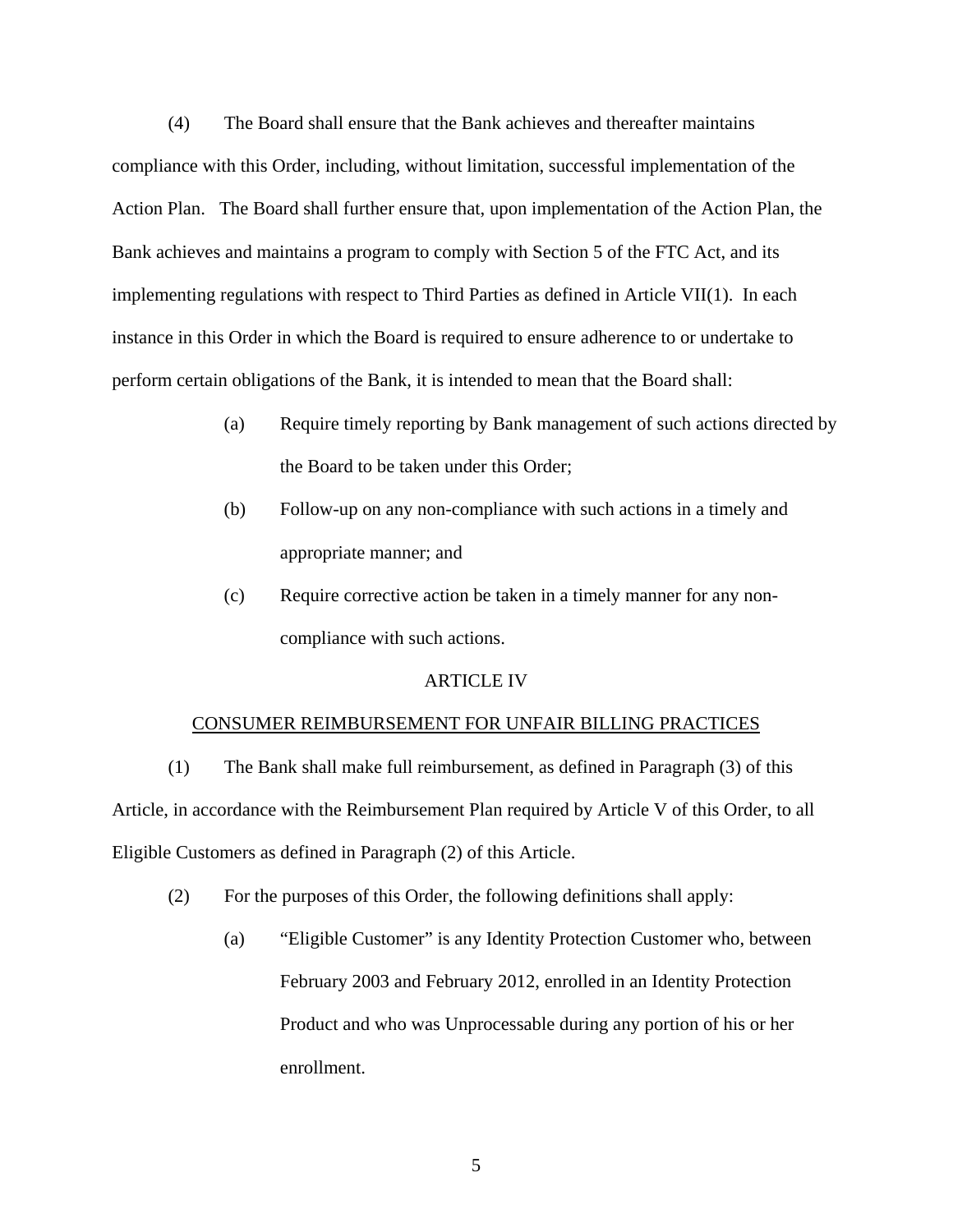(4) The Board shall ensure that the Bank achieves and thereafter maintains compliance with this Order, including, without limitation, successful implementation of the Action Plan. The Board shall further ensure that, upon implementation of the Action Plan, the Bank achieves and maintains a program to comply with Section 5 of the FTC Act, and its implementing regulations with respect to Third Parties as defined in Article VII(1). In each instance in this Order in which the Board is required to ensure adherence to or undertake to perform certain obligations of the Bank, it is intended to mean that the Board shall:

> (a) Require timely reporting by Bank management of such actions directed by the Board to be taken under this Order;
>
> (b) Follow-up on any non-compliance with such actions in a timely and appropriate manner; and
>
> (c) Require corrective action be taken in a timely manner for any non-compliance with such actions.

## ARTICLE IV

## CONSUMER REIMBURSEMENT FOR UNFAIR BILLING PRACTICES

(1) The Bank shall make full reimbursement, as defined in Paragraph (3) of this Article, in accordance with the Reimbursement Plan required by Article V of this Order, to all Eligible Customers as defined in Paragraph (2) of this Article.

(2) For the purposes of this Order, the following definitions shall apply:

> (a) "Eligible Customer" is any Identity Protection Customer who, between February 2003 and February 2012, enrolled in an Identity Protection Product and who was Unprocessable during any portion of his or her enrollment.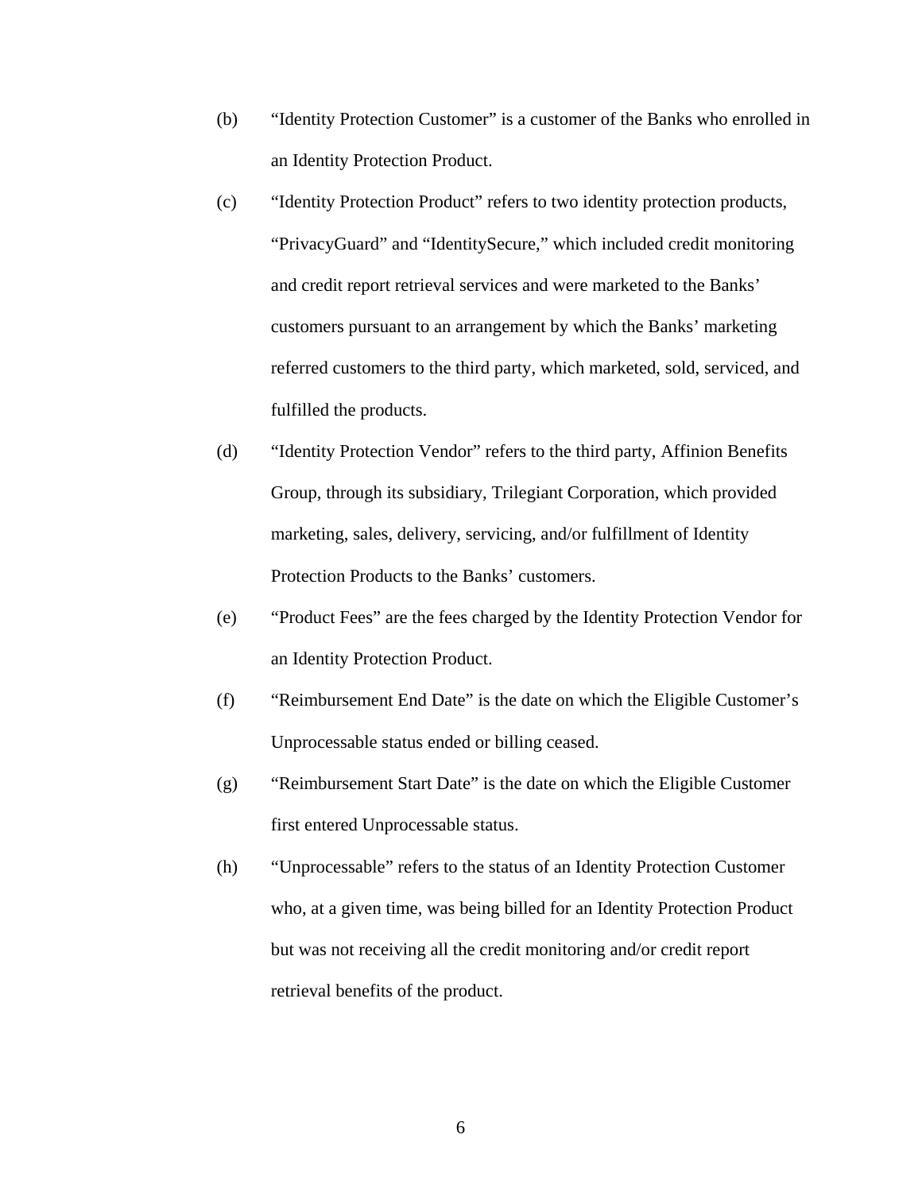(b) "Identity Protection Customer" is a customer of the Banks who enrolled in an Identity Protection Product.

(c) "Identity Protection Product" refers to two identity protection products, "PrivacyGuard" and "IdentitySecure," which included credit monitoring and credit report retrieval services and were marketed to the Banks' customers pursuant to an arrangement by which the Banks' marketing referred customers to the third party, which marketed, sold, serviced, and fulfilled the products.

(d) "Identity Protection Vendor" refers to the third party, Affinion Benefits Group, through its subsidiary, Trilegiant Corporation, which provided marketing, sales, delivery, servicing, and/or fulfillment of Identity Protection Products to the Banks' customers.

(e) "Product Fees" are the fees charged by the Identity Protection Vendor for an Identity Protection Product.

(f) "Reimbursement End Date" is the date on which the Eligible Customer's Unprocessable status ended or billing ceased.

(g) "Reimbursement Start Date" is the date on which the Eligible Customer first entered Unprocessable status.

(h) "Unprocessable" refers to the status of an Identity Protection Customer who, at a given time, was being billed for an Identity Protection Product but was not receiving all the credit monitoring and/or credit report retrieval benefits of the product.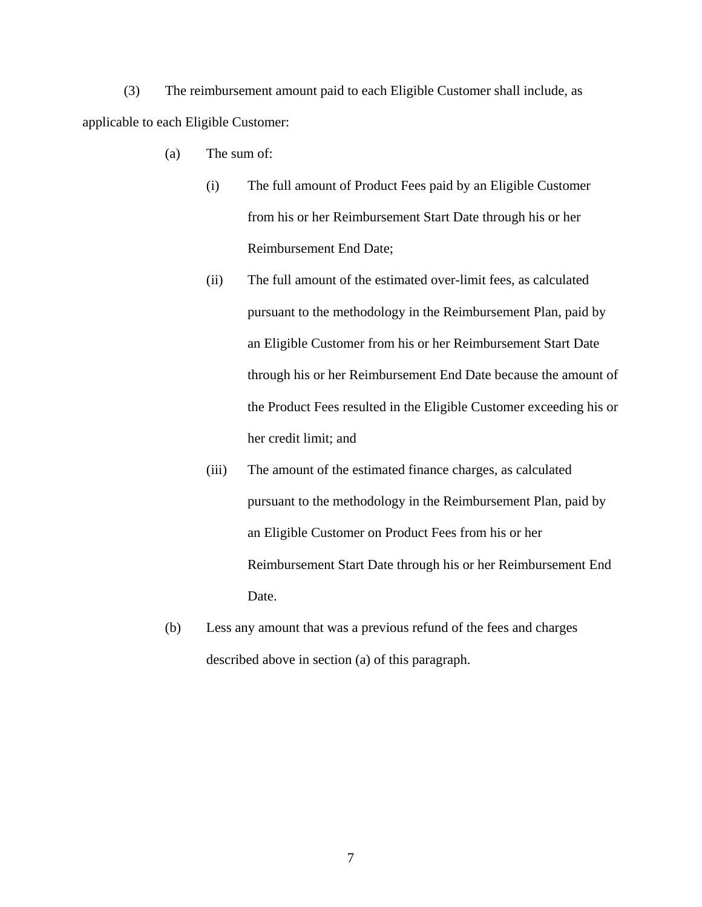(3) The reimbursement amount paid to each Eligible Customer shall include, as applicable to each Eligible Customer:

(a) The sum of:

(i) The full amount of Product Fees paid by an Eligible Customer from his or her Reimbursement Start Date through his or her Reimbursement End Date;

(ii) The full amount of the estimated over-limit fees, as calculated pursuant to the methodology in the Reimbursement Plan, paid by an Eligible Customer from his or her Reimbursement Start Date through his or her Reimbursement End Date because the amount of the Product Fees resulted in the Eligible Customer exceeding his or her credit limit; and

(iii) The amount of the estimated finance charges, as calculated pursuant to the methodology in the Reimbursement Plan, paid by an Eligible Customer on Product Fees from his or her Reimbursement Start Date through his or her Reimbursement End Date.

(b) Less any amount that was a previous refund of the fees and charges described above in section (a) of this paragraph.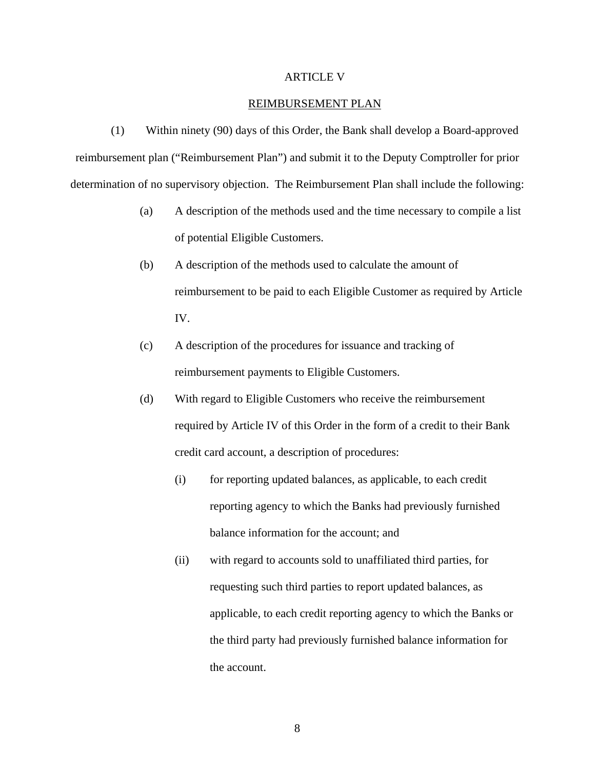## ARTICLE V

## REIMBURSEMENT PLAN

(1) Within ninety (90) days of this Order, the Bank shall develop a Board-approved reimbursement plan ("Reimbursement Plan") and submit it to the Deputy Comptroller for prior determination of no supervisory objection. The Reimbursement Plan shall include the following:

(a) A description of the methods used and the time necessary to compile a list of potential Eligible Customers.

(b) A description of the methods used to calculate the amount of reimbursement to be paid to each Eligible Customer as required by Article IV.

(c) A description of the procedures for issuance and tracking of reimbursement payments to Eligible Customers.

(d) With regard to Eligible Customers who receive the reimbursement required by Article IV of this Order in the form of a credit to their Bank credit card account, a description of procedures:

(i) for reporting updated balances, as applicable, to each credit reporting agency to which the Banks had previously furnished balance information for the account; and

(ii) with regard to accounts sold to unaffiliated third parties, for requesting such third parties to report updated balances, as applicable, to each credit reporting agency to which the Banks or the third party had previously furnished balance information for the account.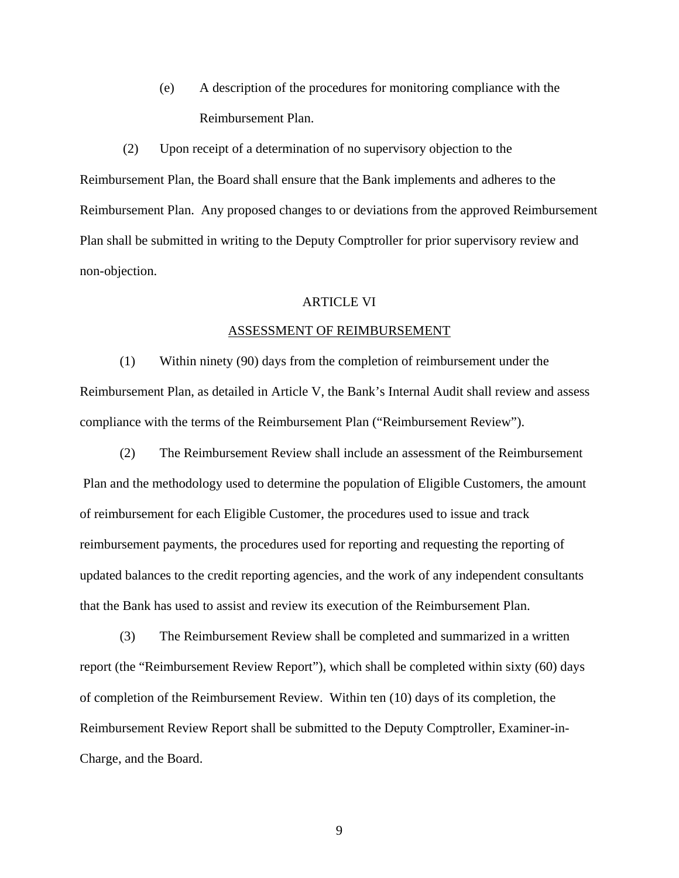(e) A description of the procedures for monitoring compliance with the Reimbursement Plan.

(2) Upon receipt of a determination of no supervisory objection to the Reimbursement Plan, the Board shall ensure that the Bank implements and adheres to the Reimbursement Plan. Any proposed changes to or deviations from the approved Reimbursement Plan shall be submitted in writing to the Deputy Comptroller for prior supervisory review and non-objection.

## ARTICLE VI

## ASSESSMENT OF REIMBURSEMENT

(1) Within ninety (90) days from the completion of reimbursement under the Reimbursement Plan, as detailed in Article V, the Bank's Internal Audit shall review and assess compliance with the terms of the Reimbursement Plan ("Reimbursement Review").

(2) The Reimbursement Review shall include an assessment of the Reimbursement Plan and the methodology used to determine the population of Eligible Customers, the amount of reimbursement for each Eligible Customer, the procedures used to issue and track reimbursement payments, the procedures used for reporting and requesting the reporting of updated balances to the credit reporting agencies, and the work of any independent consultants that the Bank has used to assist and review its execution of the Reimbursement Plan.

(3) The Reimbursement Review shall be completed and summarized in a written report (the "Reimbursement Review Report"), which shall be completed within sixty (60) days of completion of the Reimbursement Review. Within ten (10) days of its completion, the Reimbursement Review Report shall be submitted to the Deputy Comptroller, Examiner-in-Charge, and the Board.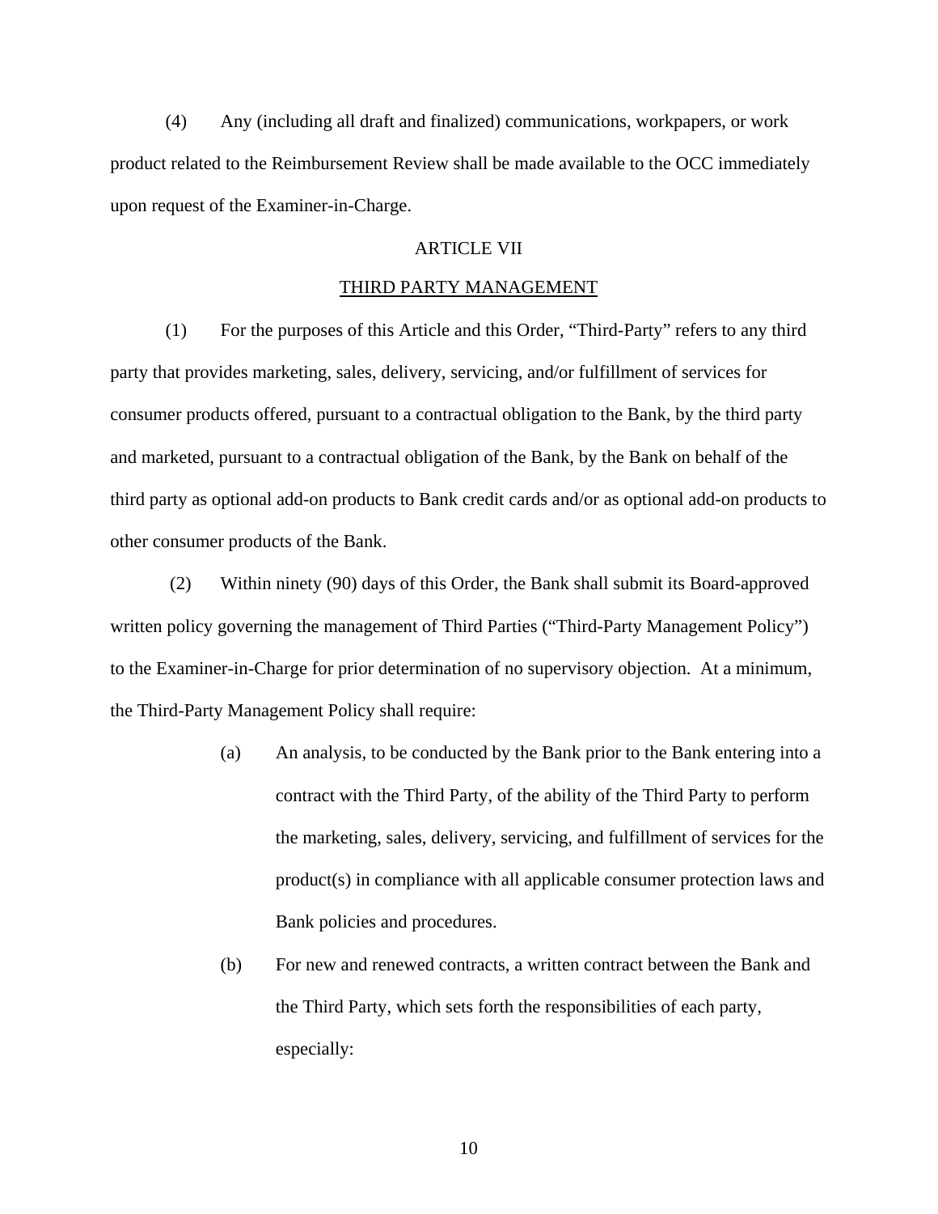(4) Any (including all draft and finalized) communications, workpapers, or work product related to the Reimbursement Review shall be made available to the OCC immediately upon request of the Examiner-in-Charge.

## ARTICLE VII

## THIRD PARTY MANAGEMENT

(1) For the purposes of this Article and this Order, "Third-Party" refers to any third party that provides marketing, sales, delivery, servicing, and/or fulfillment of services for consumer products offered, pursuant to a contractual obligation to the Bank, by the third party and marketed, pursuant to a contractual obligation of the Bank, by the Bank on behalf of the third party as optional add-on products to Bank credit cards and/or as optional add-on products to other consumer products of the Bank.

(2) Within ninety (90) days of this Order, the Bank shall submit its Board-approved written policy governing the management of Third Parties ("Third-Party Management Policy") to the Examiner-in-Charge for prior determination of no supervisory objection. At a minimum, the Third-Party Management Policy shall require:

> (a) An analysis, to be conducted by the Bank prior to the Bank entering into a contract with the Third Party, of the ability of the Third Party to perform the marketing, sales, delivery, servicing, and fulfillment of services for the product(s) in compliance with all applicable consumer protection laws and Bank policies and procedures.
>
> (b) For new and renewed contracts, a written contract between the Bank and the Third Party, which sets forth the responsibilities of each party, especially: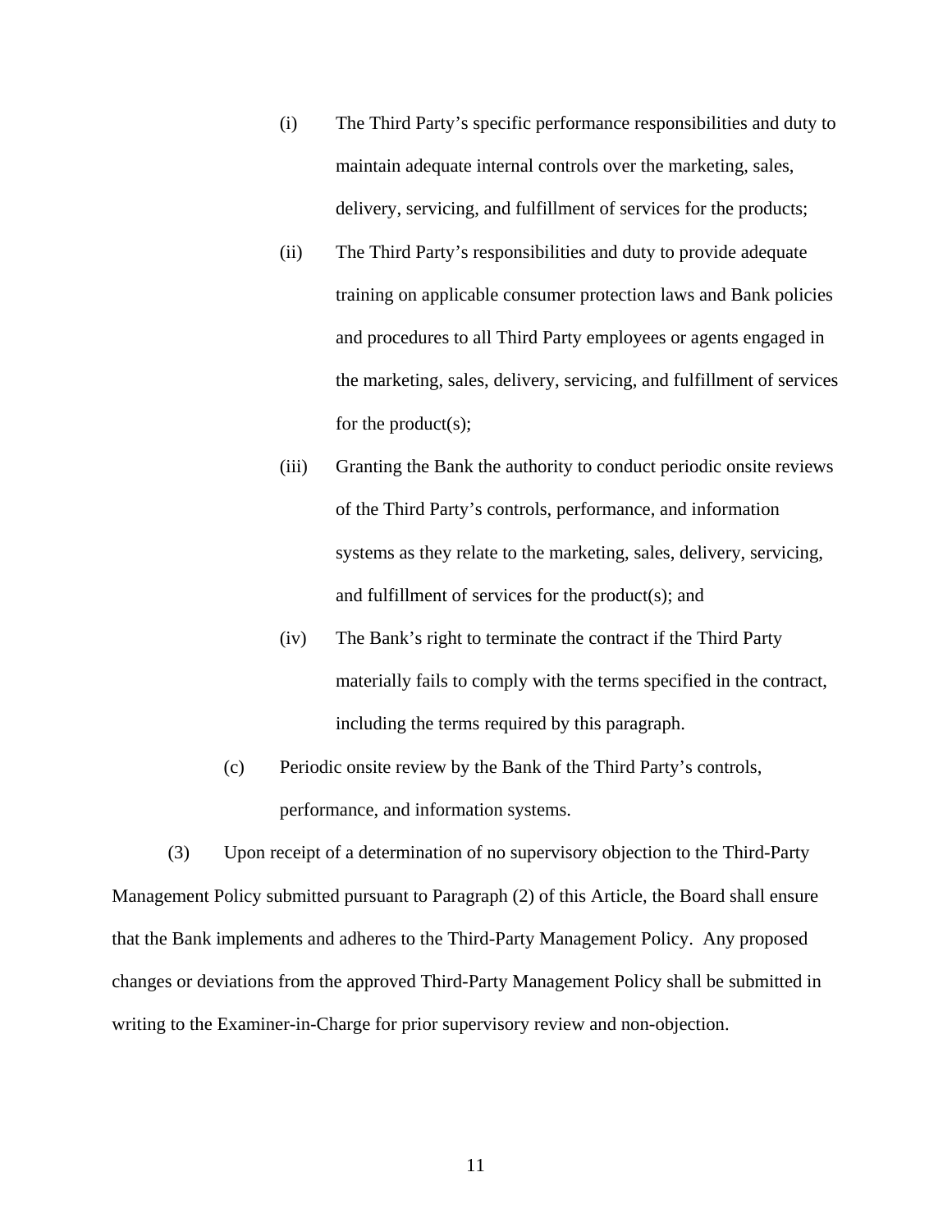(i) The Third Party's specific performance responsibilities and duty to maintain adequate internal controls over the marketing, sales, delivery, servicing, and fulfillment of services for the products;

(ii) The Third Party's responsibilities and duty to provide adequate training on applicable consumer protection laws and Bank policies and procedures to all Third Party employees or agents engaged in the marketing, sales, delivery, servicing, and fulfillment of services for the product(s);

(iii) Granting the Bank the authority to conduct periodic onsite reviews of the Third Party's controls, performance, and information systems as they relate to the marketing, sales, delivery, servicing, and fulfillment of services for the product(s); and

(iv) The Bank's right to terminate the contract if the Third Party materially fails to comply with the terms specified in the contract, including the terms required by this paragraph.

(c) Periodic onsite review by the Bank of the Third Party's controls, performance, and information systems.

(3) Upon receipt of a determination of no supervisory objection to the Third-Party Management Policy submitted pursuant to Paragraph (2) of this Article, the Board shall ensure that the Bank implements and adheres to the Third-Party Management Policy. Any proposed changes or deviations from the approved Third-Party Management Policy shall be submitted in writing to the Examiner-in-Charge for prior supervisory review and non-objection.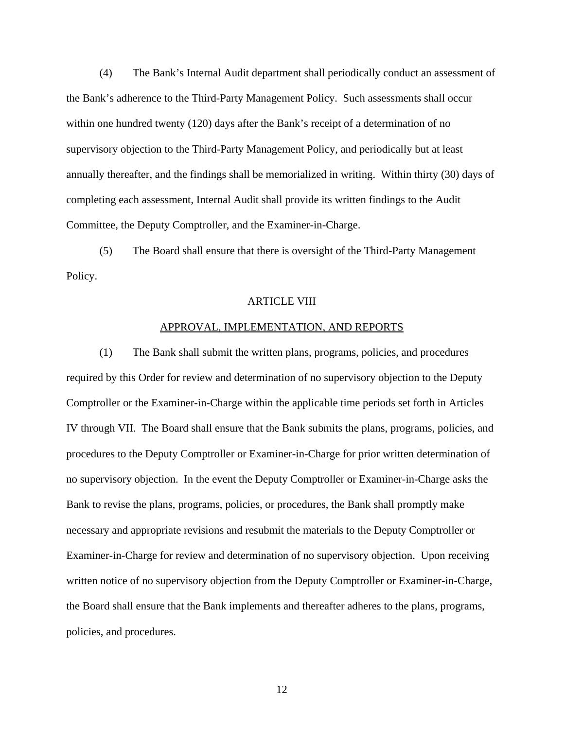(4) The Bank's Internal Audit department shall periodically conduct an assessment of the Bank's adherence to the Third-Party Management Policy. Such assessments shall occur within one hundred twenty (120) days after the Bank's receipt of a determination of no supervisory objection to the Third-Party Management Policy, and periodically but at least annually thereafter, and the findings shall be memorialized in writing. Within thirty (30) days of completing each assessment, Internal Audit shall provide its written findings to the Audit Committee, the Deputy Comptroller, and the Examiner-in-Charge.

(5) The Board shall ensure that there is oversight of the Third-Party Management Policy.

## ARTICLE VIII

## APPROVAL, IMPLEMENTATION, AND REPORTS

(1) The Bank shall submit the written plans, programs, policies, and procedures required by this Order for review and determination of no supervisory objection to the Deputy Comptroller or the Examiner-in-Charge within the applicable time periods set forth in Articles IV through VII. The Board shall ensure that the Bank submits the plans, programs, policies, and procedures to the Deputy Comptroller or Examiner-in-Charge for prior written determination of no supervisory objection. In the event the Deputy Comptroller or Examiner-in-Charge asks the Bank to revise the plans, programs, policies, or procedures, the Bank shall promptly make necessary and appropriate revisions and resubmit the materials to the Deputy Comptroller or Examiner-in-Charge for review and determination of no supervisory objection. Upon receiving written notice of no supervisory objection from the Deputy Comptroller or Examiner-in-Charge, the Board shall ensure that the Bank implements and thereafter adheres to the plans, programs, policies, and procedures.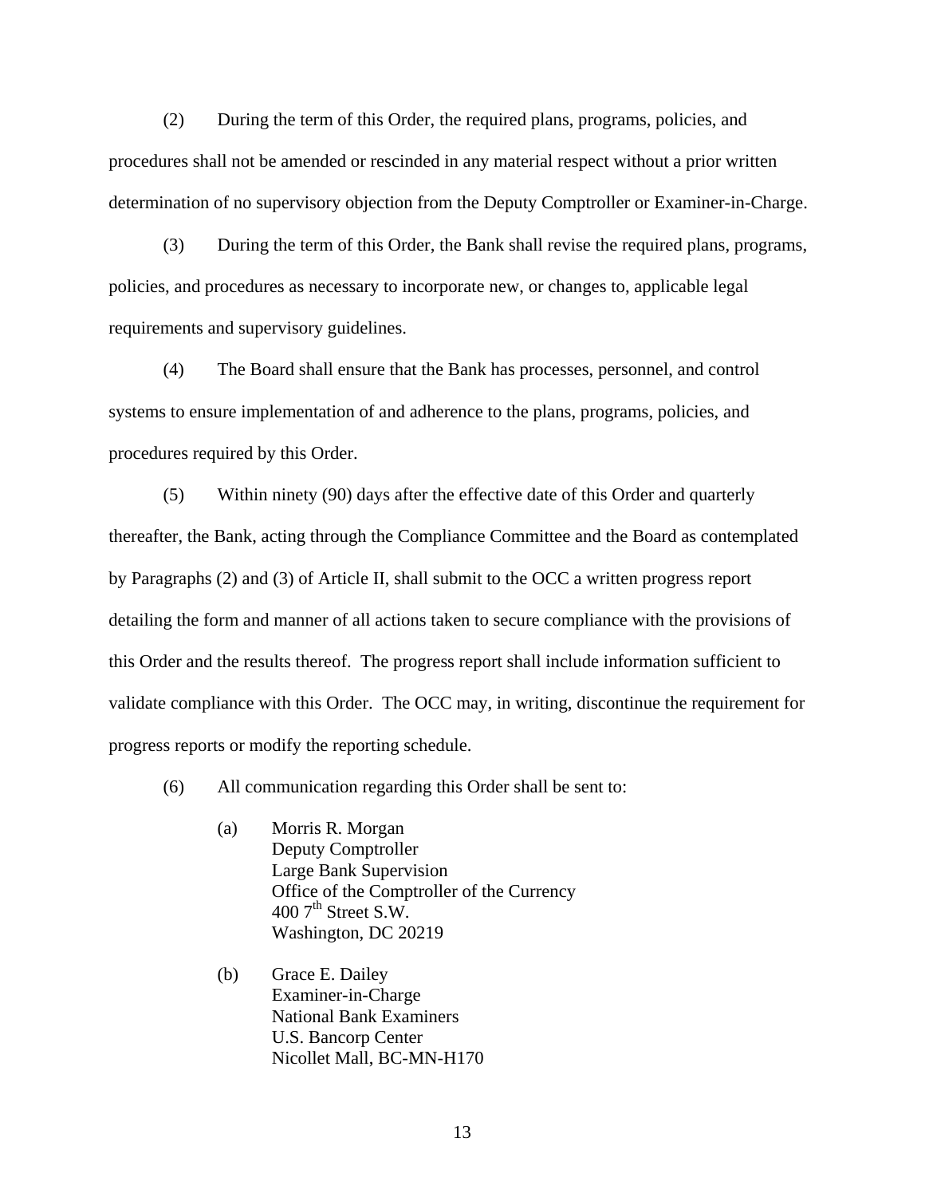(2) During the term of this Order, the required plans, programs, policies, and procedures shall not be amended or rescinded in any material respect without a prior written determination of no supervisory objection from the Deputy Comptroller or Examiner-in-Charge.

(3) During the term of this Order, the Bank shall revise the required plans, programs, policies, and procedures as necessary to incorporate new, or changes to, applicable legal requirements and supervisory guidelines.

(4) The Board shall ensure that the Bank has processes, personnel, and control systems to ensure implementation of and adherence to the plans, programs, policies, and procedures required by this Order.

(5) Within ninety (90) days after the effective date of this Order and quarterly thereafter, the Bank, acting through the Compliance Committee and the Board as contemplated by Paragraphs (2) and (3) of Article II, shall submit to the OCC a written progress report detailing the form and manner of all actions taken to secure compliance with the provisions of this Order and the results thereof. The progress report shall include information sufficient to validate compliance with this Order. The OCC may, in writing, discontinue the requirement for progress reports or modify the reporting schedule.

(6) All communication regarding this Order shall be sent to:

(a) Morris R. Morgan
Deputy Comptroller
Large Bank Supervision
Office of the Comptroller of the Currency
400 7th Street S.W.
Washington, DC 20219

(b) Grace E. Dailey
Examiner-in-Charge
National Bank Examiners
U.S. Bancorp Center
Nicollet Mall, BC-MN-H170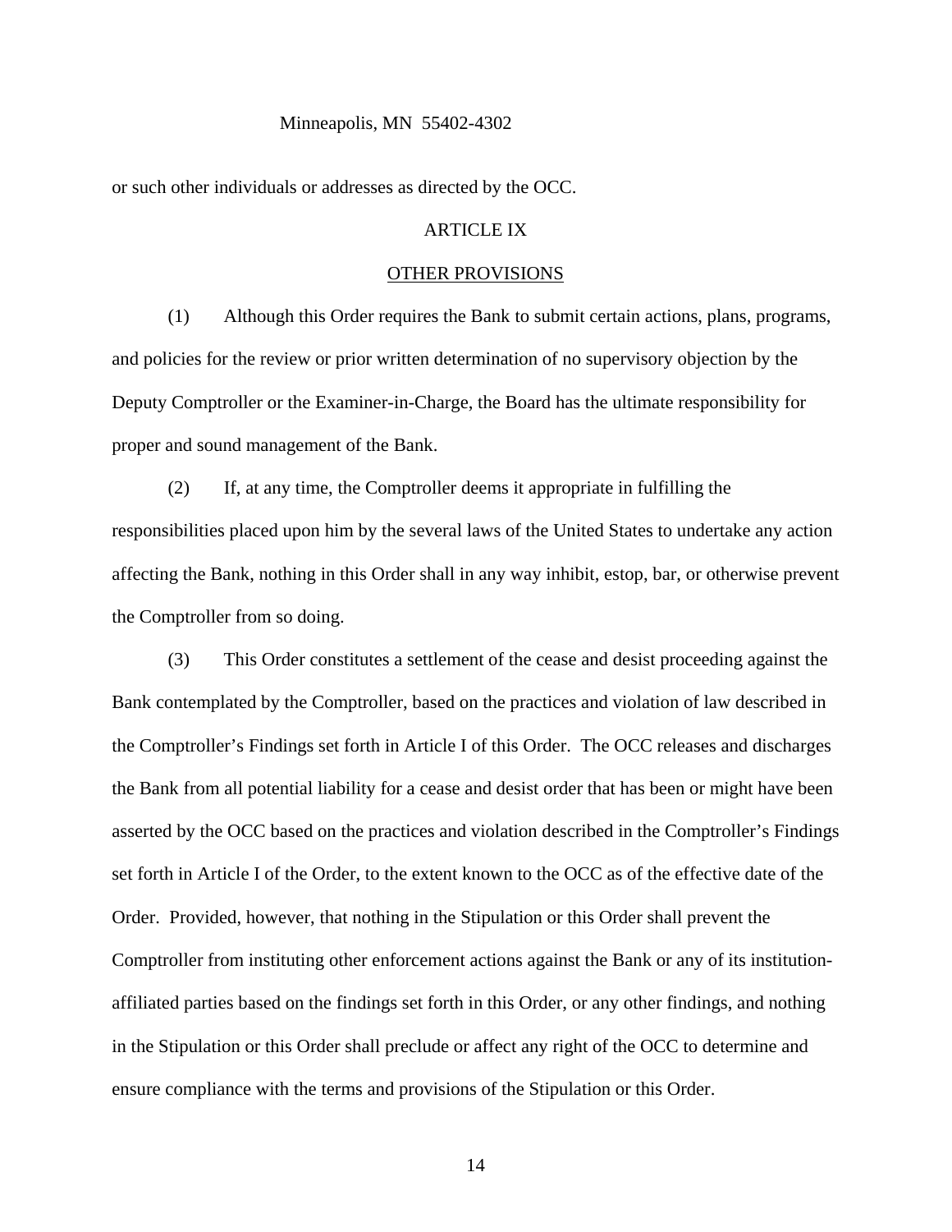Minneapolis, MN 55402-4302

or such other individuals or addresses as directed by the OCC.

## ARTICLE IX

## OTHER PROVISIONS

(1) Although this Order requires the Bank to submit certain actions, plans, programs, and policies for the review or prior written determination of no supervisory objection by the Deputy Comptroller or the Examiner-in-Charge, the Board has the ultimate responsibility for proper and sound management of the Bank.

(2) If, at any time, the Comptroller deems it appropriate in fulfilling the responsibilities placed upon him by the several laws of the United States to undertake any action affecting the Bank, nothing in this Order shall in any way inhibit, estop, bar, or otherwise prevent the Comptroller from so doing.

(3) This Order constitutes a settlement of the cease and desist proceeding against the Bank contemplated by the Comptroller, based on the practices and violation of law described in the Comptroller's Findings set forth in Article I of this Order. The OCC releases and discharges the Bank from all potential liability for a cease and desist order that has been or might have been asserted by the OCC based on the practices and violation described in the Comptroller's Findings set forth in Article I of the Order, to the extent known to the OCC as of the effective date of the Order. Provided, however, that nothing in the Stipulation or this Order shall prevent the Comptroller from instituting other enforcement actions against the Bank or any of its institution-affiliated parties based on the findings set forth in this Order, or any other findings, and nothing in the Stipulation or this Order shall preclude or affect any right of the OCC to determine and ensure compliance with the terms and provisions of the Stipulation or this Order.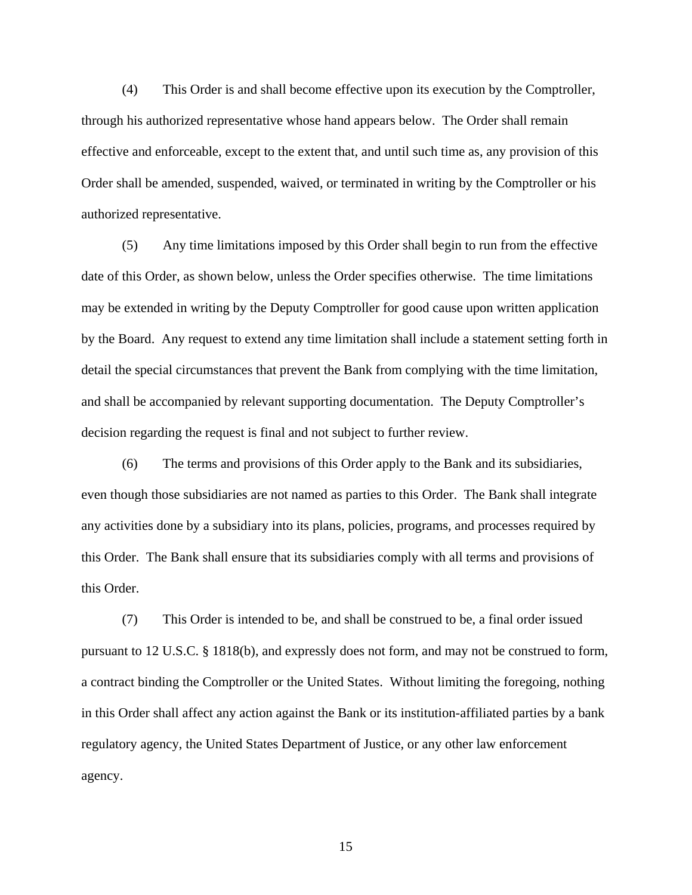(4) This Order is and shall become effective upon its execution by the Comptroller, through his authorized representative whose hand appears below. The Order shall remain effective and enforceable, except to the extent that, and until such time as, any provision of this Order shall be amended, suspended, waived, or terminated in writing by the Comptroller or his authorized representative.

(5) Any time limitations imposed by this Order shall begin to run from the effective date of this Order, as shown below, unless the Order specifies otherwise. The time limitations may be extended in writing by the Deputy Comptroller for good cause upon written application by the Board. Any request to extend any time limitation shall include a statement setting forth in detail the special circumstances that prevent the Bank from complying with the time limitation, and shall be accompanied by relevant supporting documentation. The Deputy Comptroller's decision regarding the request is final and not subject to further review.

(6) The terms and provisions of this Order apply to the Bank and its subsidiaries, even though those subsidiaries are not named as parties to this Order. The Bank shall integrate any activities done by a subsidiary into its plans, policies, programs, and processes required by this Order. The Bank shall ensure that its subsidiaries comply with all terms and provisions of this Order.

(7) This Order is intended to be, and shall be construed to be, a final order issued pursuant to 12 U.S.C. § 1818(b), and expressly does not form, and may not be construed to form, a contract binding the Comptroller or the United States. Without limiting the foregoing, nothing in this Order shall affect any action against the Bank or its institution-affiliated parties by a bank regulatory agency, the United States Department of Justice, or any other law enforcement agency.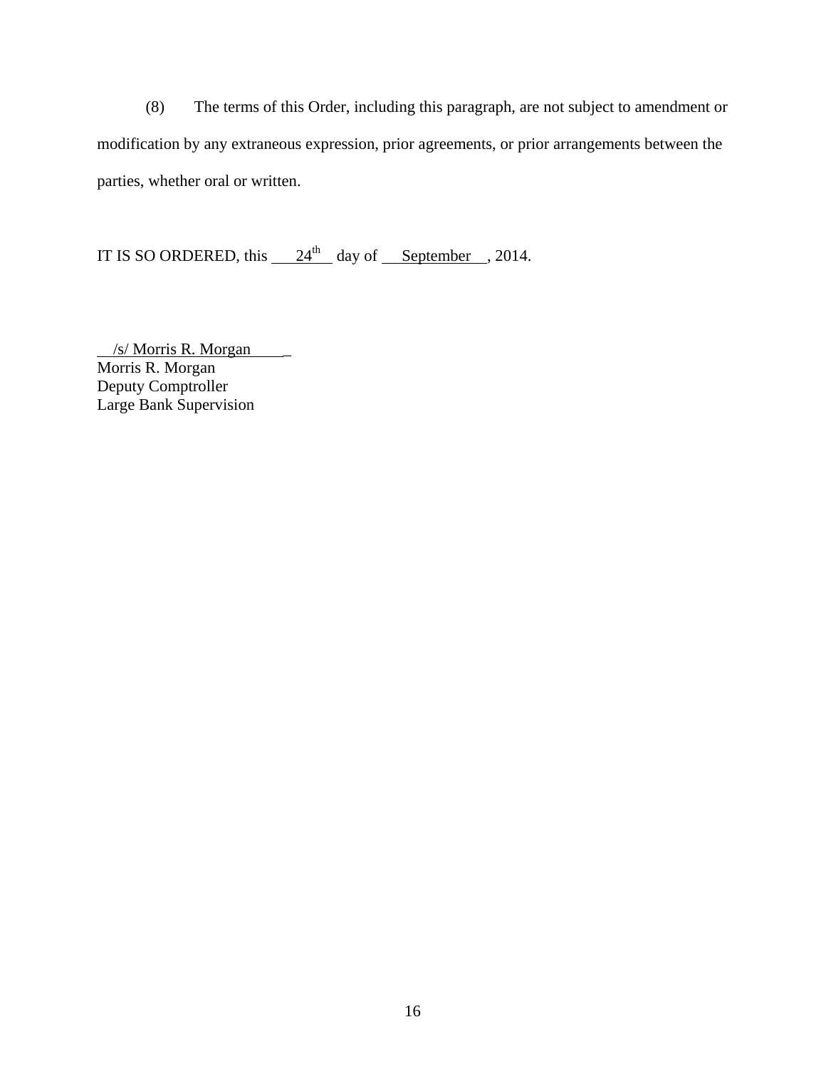(8) The terms of this Order, including this paragraph, are not subject to amendment or modification by any extraneous expression, prior agreements, or prior arrangements between the parties, whether oral or written.

IT IS SO ORDERED, this 24th day of September, 2014.

/s/ Morris R. Morgan  
Morris R. Morgan  
Deputy Comptroller  
Large Bank Supervision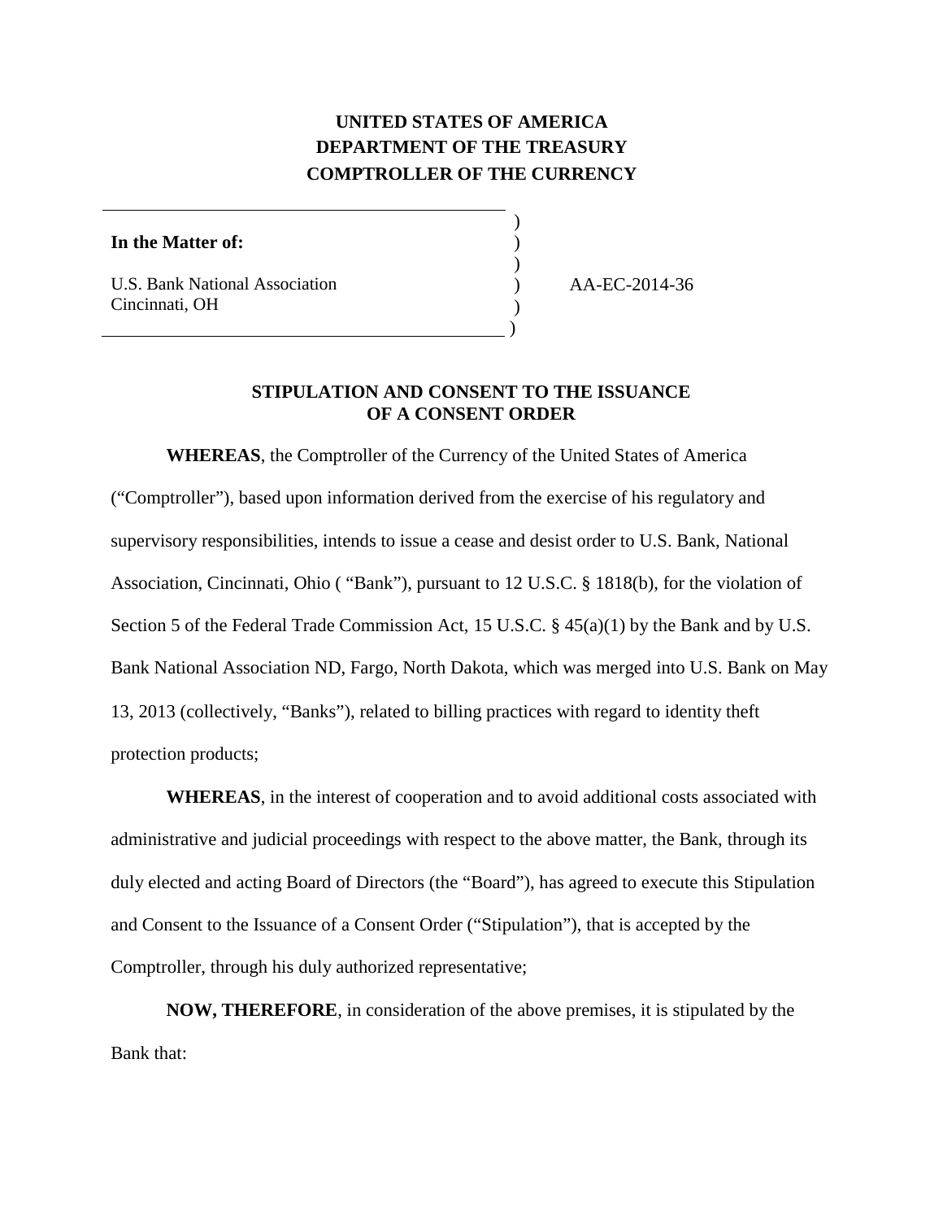**UNITED STATES OF AMERICA**
**DEPARTMENT OF THE TREASURY**
**COMPTROLLER OF THE CURRENCY**

| | | |
|---|---|---|
| **In the Matter of:** | ) | |
| U.S. Bank National Association<br>Cincinnati, OH | ) | AA-EC-2014-36 |

**STIPULATION AND CONSENT TO THE ISSUANCE OF A CONSENT ORDER**

**WHEREAS**, the Comptroller of the Currency of the United States of America ("Comptroller"), based upon information derived from the exercise of his regulatory and supervisory responsibilities, intends to issue a cease and desist order to U.S. Bank, National Association, Cincinnati, Ohio ( "Bank"), pursuant to 12 U.S.C. § 1818(b), for the violation of Section 5 of the Federal Trade Commission Act, 15 U.S.C. § 45(a)(1) by the Bank and by U.S. Bank National Association ND, Fargo, North Dakota, which was merged into U.S. Bank on May 13, 2013 (collectively, "Banks"), related to billing practices with regard to identity theft protection products;

**WHEREAS**, in the interest of cooperation and to avoid additional costs associated with administrative and judicial proceedings with respect to the above matter, the Bank, through its duly elected and acting Board of Directors (the "Board"), has agreed to execute this Stipulation and Consent to the Issuance of a Consent Order ("Stipulation"), that is accepted by the Comptroller, through his duly authorized representative;

**NOW, THEREFORE**, in consideration of the above premises, it is stipulated by the Bank that: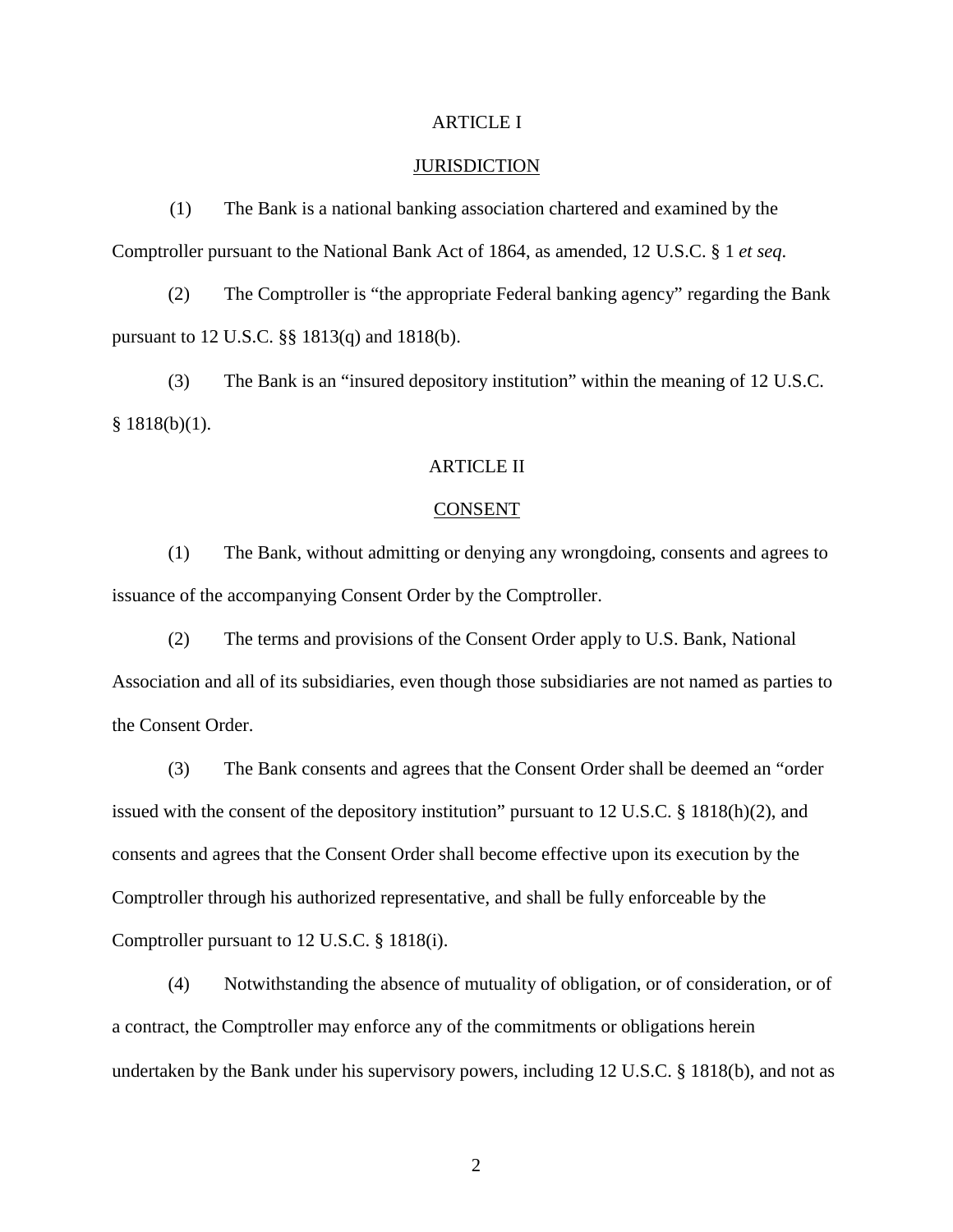## ARTICLE I

## JURISDICTION

(1) The Bank is a national banking association chartered and examined by the Comptroller pursuant to the National Bank Act of 1864, as amended, 12 U.S.C. § 1 *et seq*.

(2) The Comptroller is "the appropriate Federal banking agency" regarding the Bank pursuant to 12 U.S.C. §§ 1813(q) and 1818(b).

(3) The Bank is an "insured depository institution" within the meaning of 12 U.S.C. § 1818(b)(1).

## ARTICLE II

## CONSENT

(1) The Bank, without admitting or denying any wrongdoing, consents and agrees to issuance of the accompanying Consent Order by the Comptroller.

(2) The terms and provisions of the Consent Order apply to U.S. Bank, National Association and all of its subsidiaries, even though those subsidiaries are not named as parties to the Consent Order.

(3) The Bank consents and agrees that the Consent Order shall be deemed an "order issued with the consent of the depository institution" pursuant to 12 U.S.C. § 1818(h)(2), and consents and agrees that the Consent Order shall become effective upon its execution by the Comptroller through his authorized representative, and shall be fully enforceable by the Comptroller pursuant to 12 U.S.C. § 1818(i).

(4) Notwithstanding the absence of mutuality of obligation, or of consideration, or of a contract, the Comptroller may enforce any of the commitments or obligations herein undertaken by the Bank under his supervisory powers, including 12 U.S.C. § 1818(b), and not as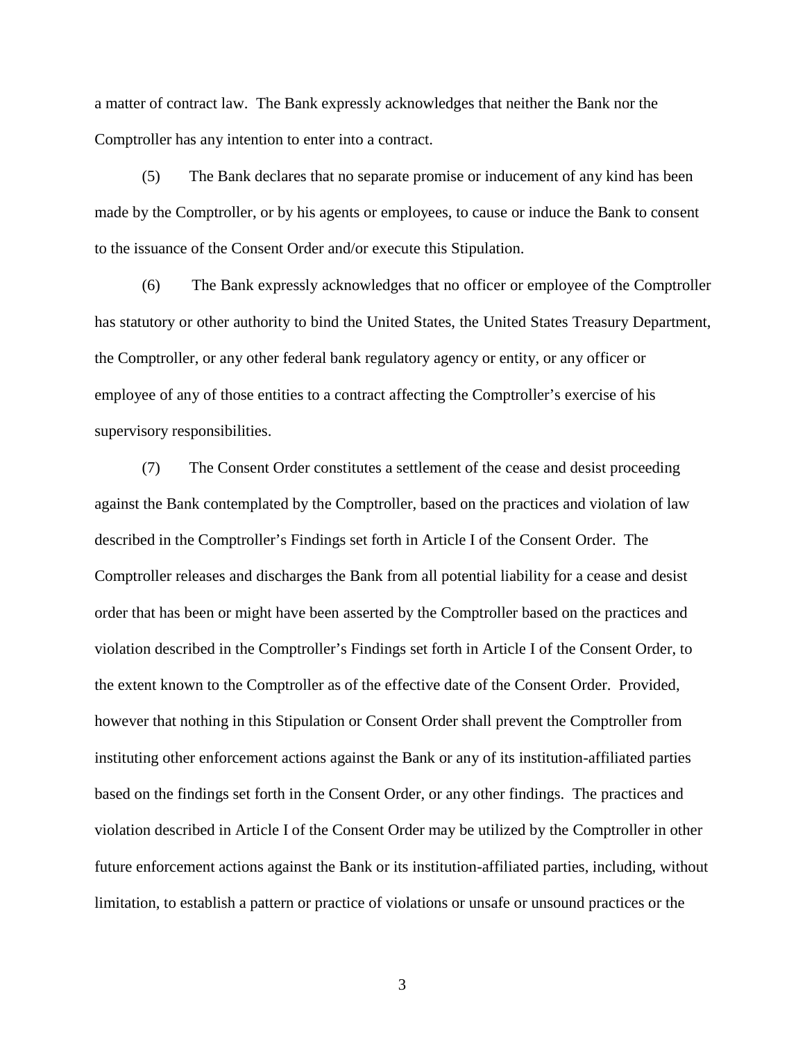a matter of contract law. The Bank expressly acknowledges that neither the Bank nor the Comptroller has any intention to enter into a contract.

(5) The Bank declares that no separate promise or inducement of any kind has been made by the Comptroller, or by his agents or employees, to cause or induce the Bank to consent to the issuance of the Consent Order and/or execute this Stipulation.

(6) The Bank expressly acknowledges that no officer or employee of the Comptroller has statutory or other authority to bind the United States, the United States Treasury Department, the Comptroller, or any other federal bank regulatory agency or entity, or any officer or employee of any of those entities to a contract affecting the Comptroller's exercise of his supervisory responsibilities.

(7) The Consent Order constitutes a settlement of the cease and desist proceeding against the Bank contemplated by the Comptroller, based on the practices and violation of law described in the Comptroller's Findings set forth in Article I of the Consent Order. The Comptroller releases and discharges the Bank from all potential liability for a cease and desist order that has been or might have been asserted by the Comptroller based on the practices and violation described in the Comptroller's Findings set forth in Article I of the Consent Order, to the extent known to the Comptroller as of the effective date of the Consent Order. Provided, however that nothing in this Stipulation or Consent Order shall prevent the Comptroller from instituting other enforcement actions against the Bank or any of its institution-affiliated parties based on the findings set forth in the Consent Order, or any other findings. The practices and violation described in Article I of the Consent Order may be utilized by the Comptroller in other future enforcement actions against the Bank or its institution-affiliated parties, including, without limitation, to establish a pattern or practice of violations or unsafe or unsound practices or the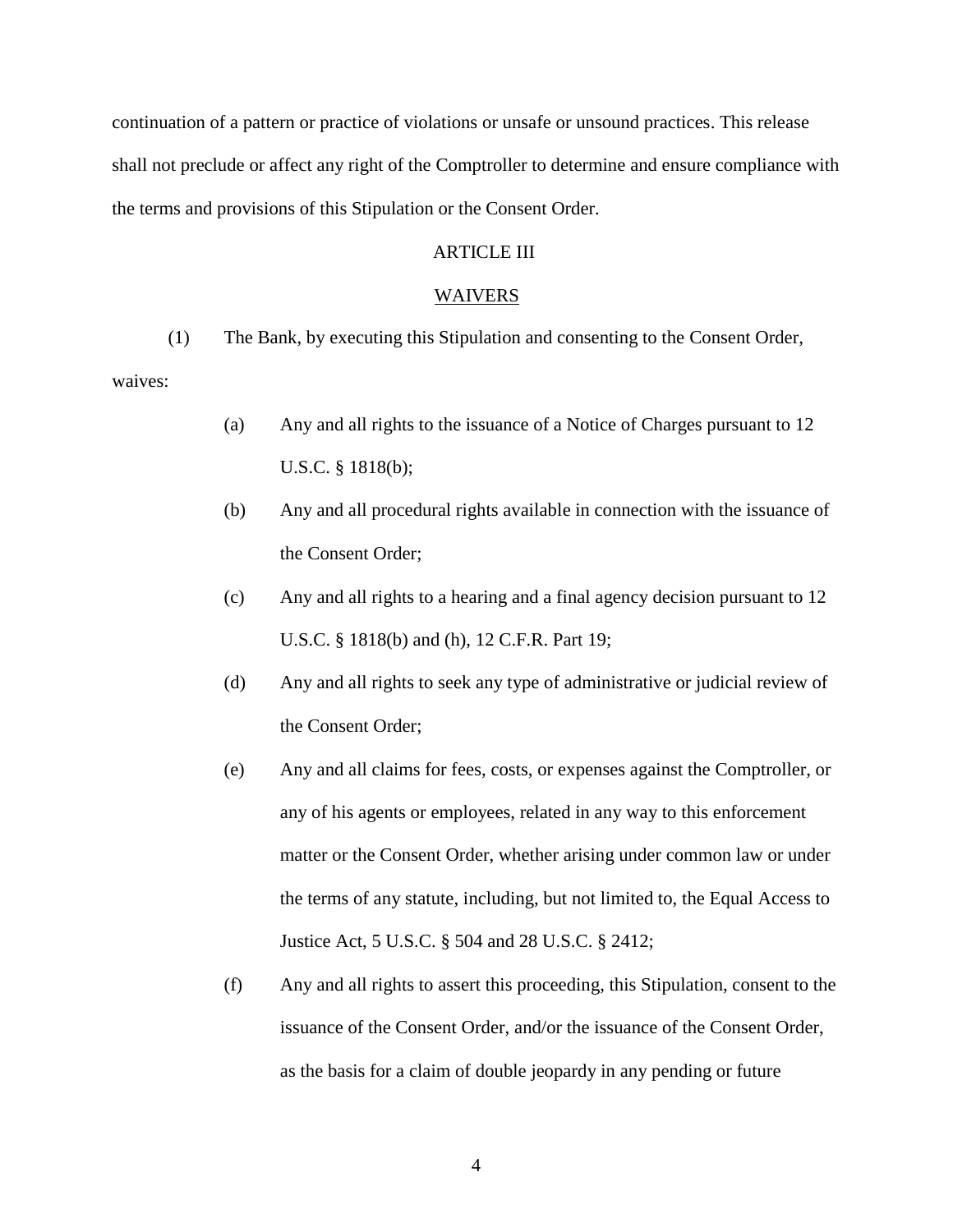continuation of a pattern or practice of violations or unsafe or unsound practices. This release shall not preclude or affect any right of the Comptroller to determine and ensure compliance with the terms and provisions of this Stipulation or the Consent Order.

## ARTICLE III

## WAIVERS

(1) The Bank, by executing this Stipulation and consenting to the Consent Order, waives:

(a) Any and all rights to the issuance of a Notice of Charges pursuant to 12 U.S.C. § 1818(b);

(b) Any and all procedural rights available in connection with the issuance of the Consent Order;

(c) Any and all rights to a hearing and a final agency decision pursuant to 12 U.S.C. § 1818(b) and (h), 12 C.F.R. Part 19;

(d) Any and all rights to seek any type of administrative or judicial review of the Consent Order;

(e) Any and all claims for fees, costs, or expenses against the Comptroller, or any of his agents or employees, related in any way to this enforcement matter or the Consent Order, whether arising under common law or under the terms of any statute, including, but not limited to, the Equal Access to Justice Act, 5 U.S.C. § 504 and 28 U.S.C. § 2412;

(f) Any and all rights to assert this proceeding, this Stipulation, consent to the issuance of the Consent Order, and/or the issuance of the Consent Order, as the basis for a claim of double jeopardy in any pending or future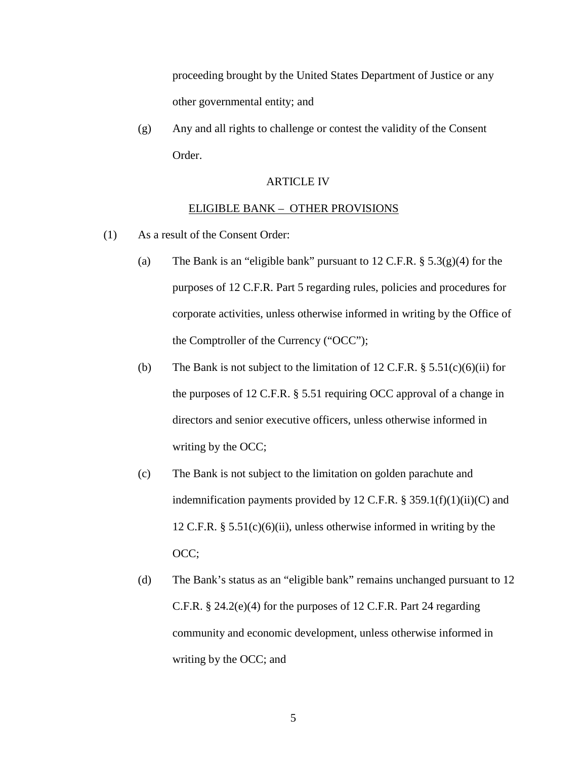proceeding brought by the United States Department of Justice or any other governmental entity; and

(g) Any and all rights to challenge or contest the validity of the Consent Order.

ARTICLE IV

ELIGIBLE BANK – OTHER PROVISIONS

(1) As a result of the Consent Order:

(a) The Bank is an "eligible bank" pursuant to 12 C.F.R. § 5.3(g)(4) for the purposes of 12 C.F.R. Part 5 regarding rules, policies and procedures for corporate activities, unless otherwise informed in writing by the Office of the Comptroller of the Currency ("OCC");

(b) The Bank is not subject to the limitation of 12 C.F.R. § 5.51(c)(6)(ii) for the purposes of 12 C.F.R. § 5.51 requiring OCC approval of a change in directors and senior executive officers, unless otherwise informed in writing by the OCC;

(c) The Bank is not subject to the limitation on golden parachute and indemnification payments provided by 12 C.F.R. § 359.1(f)(1)(ii)(C) and 12 C.F.R. § 5.51(c)(6)(ii), unless otherwise informed in writing by the OCC;

(d) The Bank's status as an "eligible bank" remains unchanged pursuant to 12 C.F.R. § 24.2(e)(4) for the purposes of 12 C.F.R. Part 24 regarding community and economic development, unless otherwise informed in writing by the OCC; and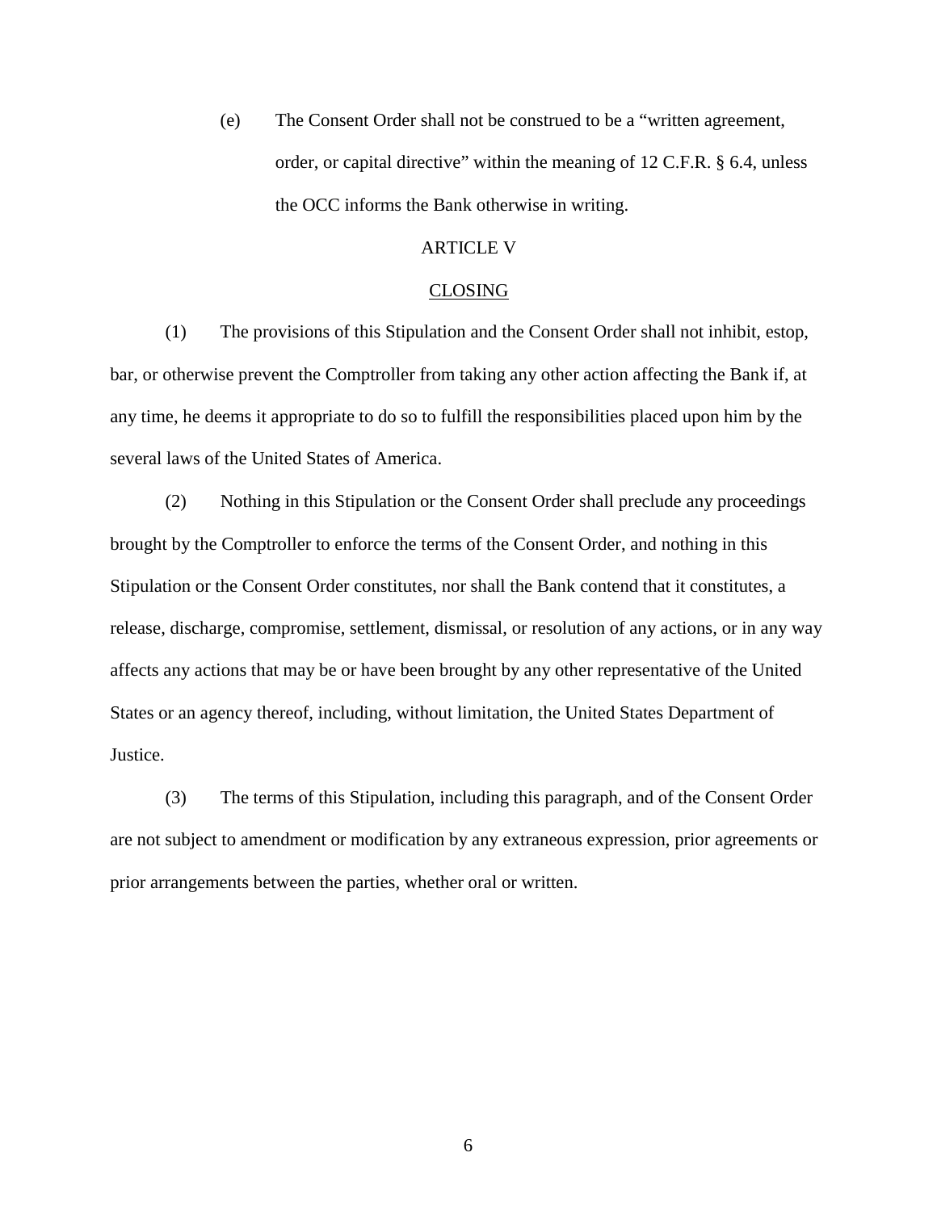(e) The Consent Order shall not be construed to be a "written agreement, order, or capital directive" within the meaning of 12 C.F.R. § 6.4, unless the OCC informs the Bank otherwise in writing.

## ARTICLE V

## CLOSING

(1) The provisions of this Stipulation and the Consent Order shall not inhibit, estop, bar, or otherwise prevent the Comptroller from taking any other action affecting the Bank if, at any time, he deems it appropriate to do so to fulfill the responsibilities placed upon him by the several laws of the United States of America.

(2) Nothing in this Stipulation or the Consent Order shall preclude any proceedings brought by the Comptroller to enforce the terms of the Consent Order, and nothing in this Stipulation or the Consent Order constitutes, nor shall the Bank contend that it constitutes, a release, discharge, compromise, settlement, dismissal, or resolution of any actions, or in any way affects any actions that may be or have been brought by any other representative of the United States or an agency thereof, including, without limitation, the United States Department of Justice.

(3) The terms of this Stipulation, including this paragraph, and of the Consent Order are not subject to amendment or modification by any extraneous expression, prior agreements or prior arrangements between the parties, whether oral or written.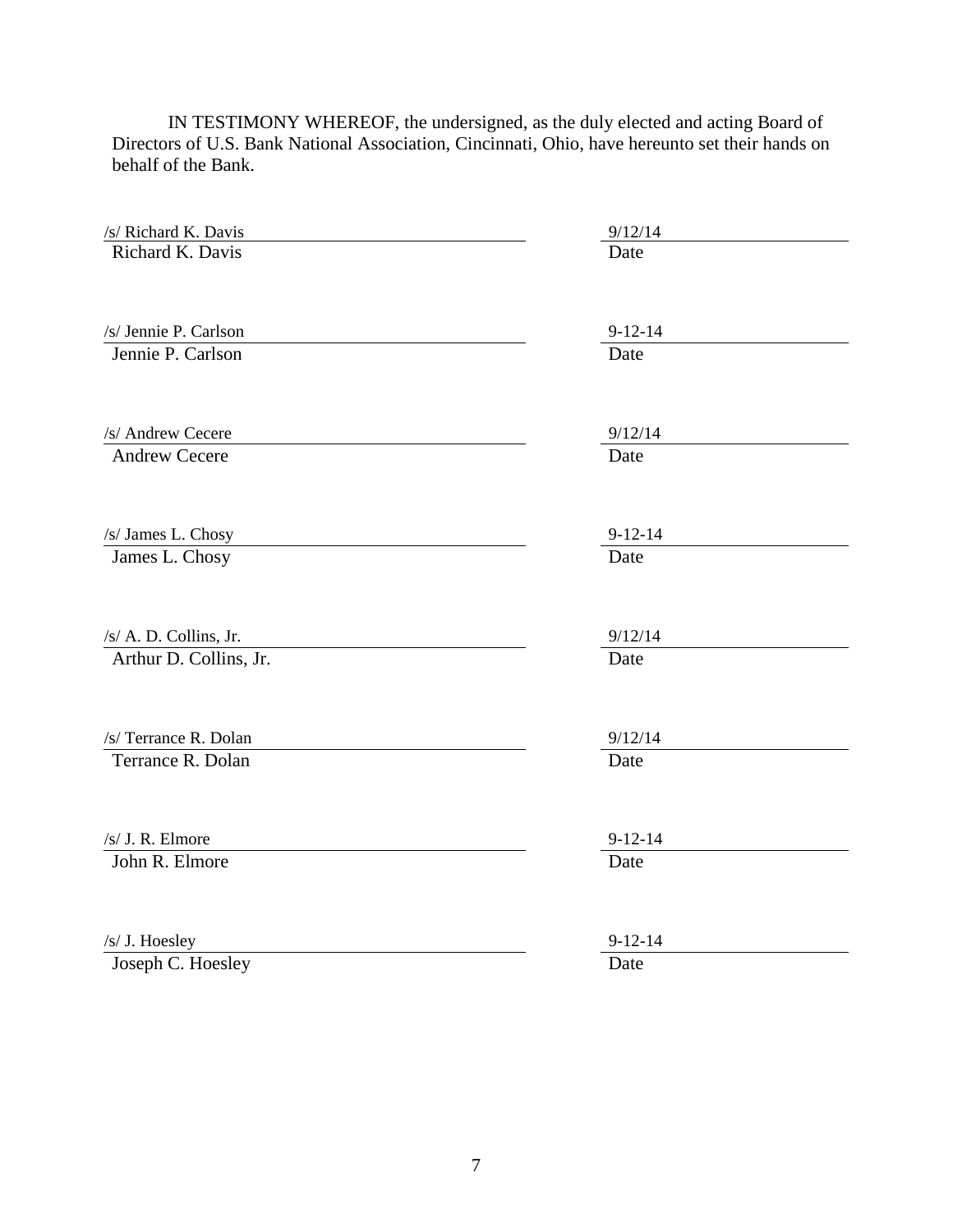IN TESTIMONY WHEREOF, the undersigned, as the duly elected and acting Board of Directors of U.S. Bank National Association, Cincinnati, Ohio, have hereunto set their hands on behalf of the Bank.

| /s/ Richard K. Davis | 9/12/14 |
|---|---|
| Richard K. Davis | Date |
| /s/ Jennie P. Carlson | 9-12-14 |
| Jennie P. Carlson | Date |
| /s/ Andrew Cecere | 9/12/14 |
| Andrew Cecere | Date |
| /s/ James L. Chosy | 9-12-14 |
| James L. Chosy | Date |
| /s/ A. D. Collins, Jr. | 9/12/14 |
| Arthur D. Collins, Jr. | Date |
| /s/ Terrance R. Dolan | 9/12/14 |
| Terrance R. Dolan | Date |
| /s/ J. R. Elmore | 9-12-14 |
| John R. Elmore | Date |
| /s/ J. Hoesley | 9-12-14 |
| Joseph C. Hoesley | Date |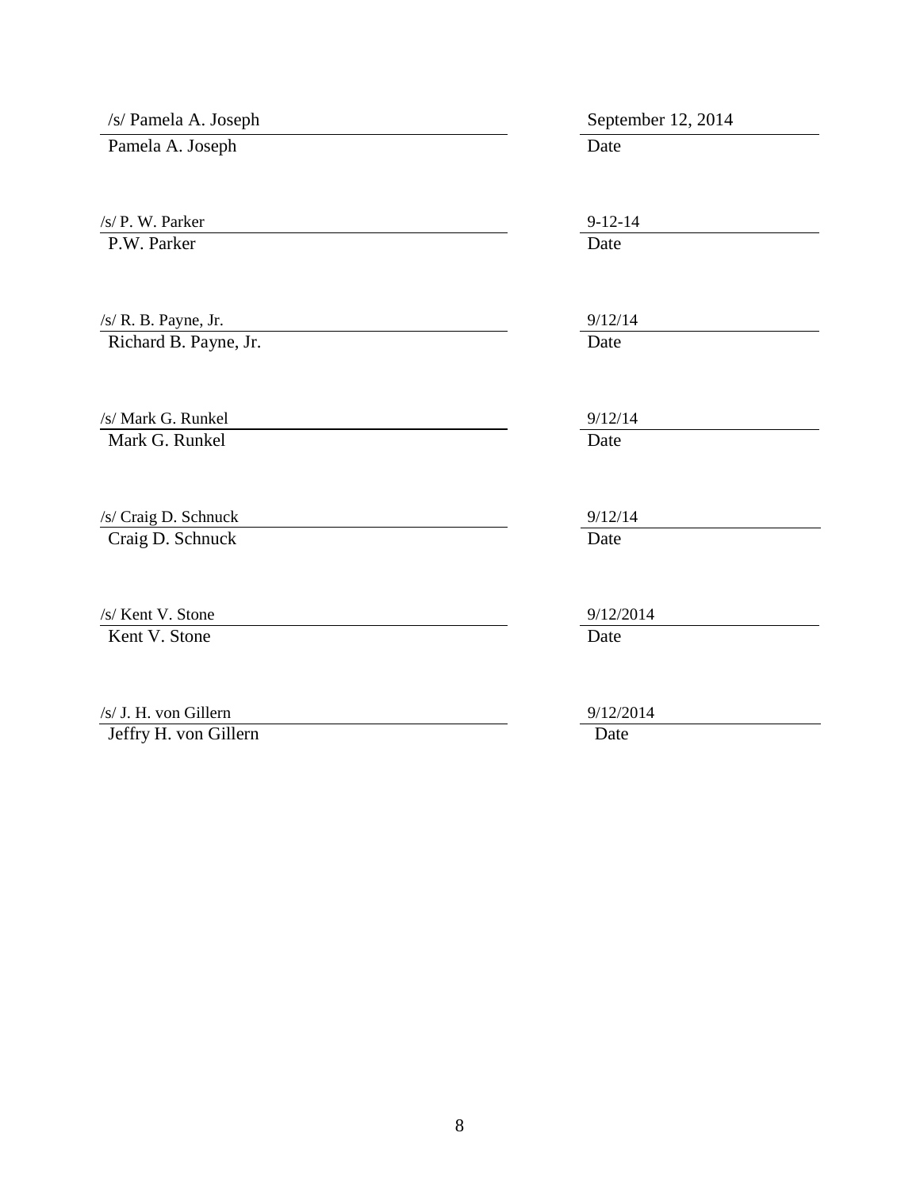| | |
|---|---|
| /s/ Pamela A. Joseph | September 12, 2014 |
| Pamela A. Joseph | Date |
| /s/ P. W. Parker | 9-12-14 |
| P.W. Parker | Date |
| /s/ R. B. Payne, Jr. | 9/12/14 |
| Richard B. Payne, Jr. | Date |
| /s/ Mark G. Runkel | 9/12/14 |
| Mark G. Runkel | Date |
| /s/ Craig D. Schnuck | 9/12/14 |
| Craig D. Schnuck | Date |
| /s/ Kent V. Stone | 9/12/2014 |
| Kent V. Stone | Date |
| /s/ J. H. von Gillern | 9/12/2014 |
| Jeffry H. von Gillern | Date |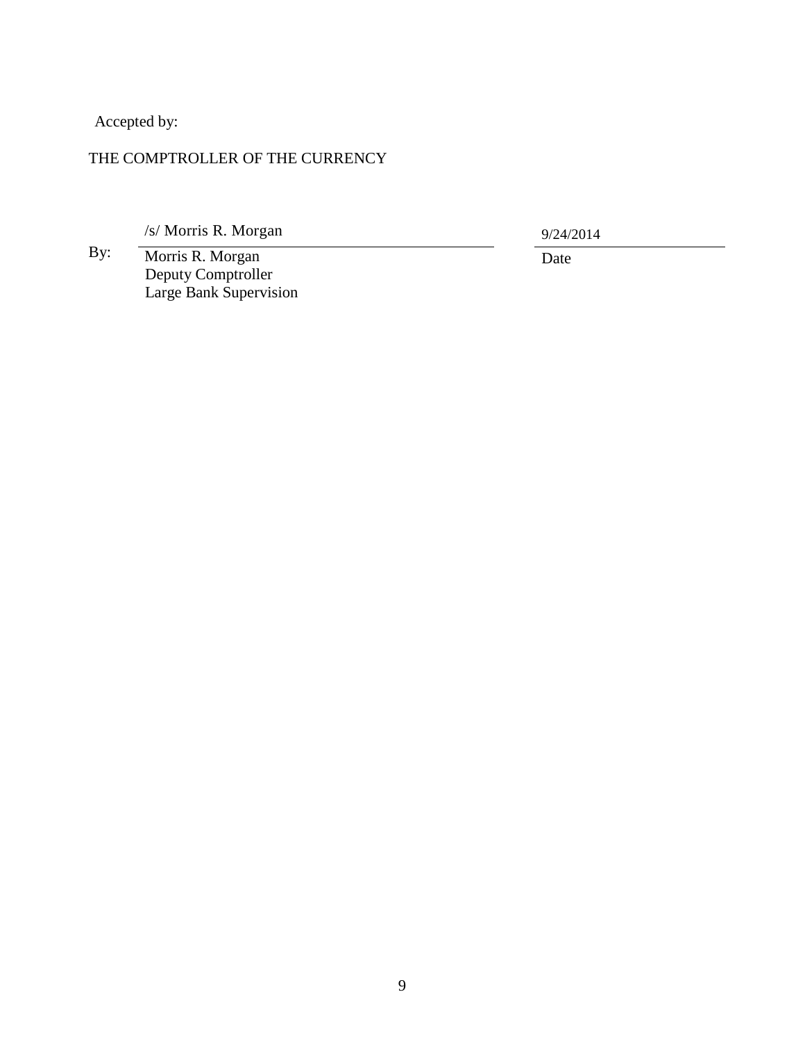Accepted by:

THE COMPTROLLER OF THE CURRENCY

| | | |
|---|---|---|
| By: | /s/ Morris R. Morgan<br>Morris R. Morgan<br>Deputy Comptroller<br>Large Bank Supervision | 9/24/2014<br>Date |